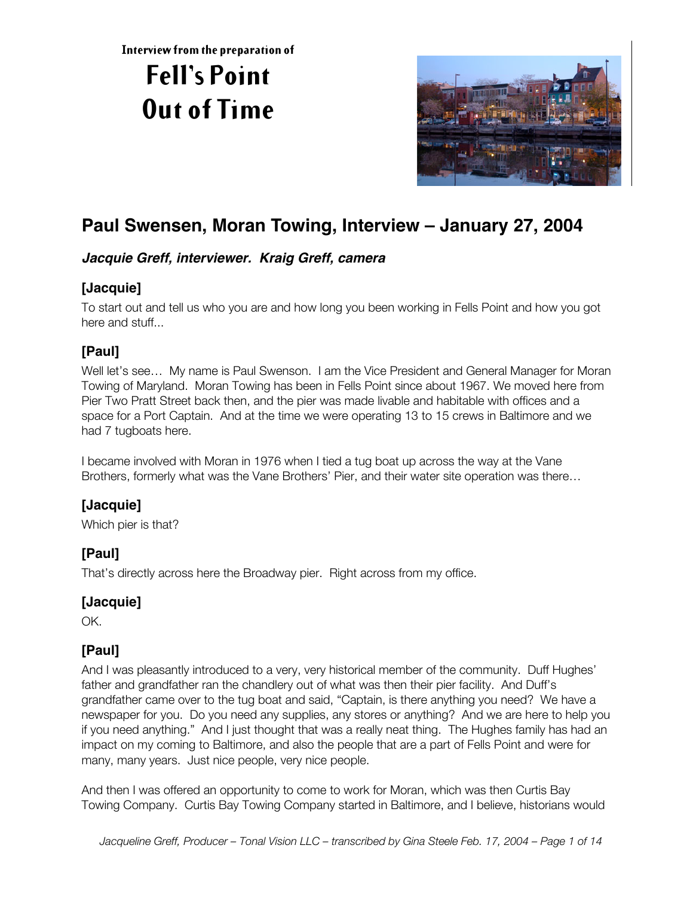Interview from the preparation of

# Fell's Point Out of Time

## Paul Swensen, Moran Towing, Interview – January 27, 2004

***Jacquie Greff, interviewer. Kraig Greff, camera***

### [Jacquie]

To start out and tell us who you are and how long you been working in Fells Point and how you got here and stuff...

### [Paul]

Well let's see… My name is Paul Swenson. I am the Vice President and General Manager for Moran Towing of Maryland. Moran Towing has been in Fells Point since about 1967. We moved here from Pier Two Pratt Street back then, and the pier was made livable and habitable with offices and a space for a Port Captain. And at the time we were operating 13 to 15 crews in Baltimore and we had 7 tugboats here.

I became involved with Moran in 1976 when I tied a tug boat up across the way at the Vane Brothers, formerly what was the Vane Brothers' Pier, and their water site operation was there…

### [Jacquie]

Which pier is that?

### [Paul]

That's directly across here the Broadway pier. Right across from my office.

### [Jacquie]

OK.

### [Paul]

And I was pleasantly introduced to a very, very historical member of the community. Duff Hughes' father and grandfather ran the chandlery out of what was then their pier facility. And Duff's grandfather came over to the tug boat and said, "Captain, is there anything you need? We have a newspaper for you. Do you need any supplies, any stores or anything? And we are here to help you if you need anything." And I just thought that was a really neat thing. The Hughes family has had an impact on my coming to Baltimore, and also the people that are a part of Fells Point and were for many, many years. Just nice people, very nice people.

And then I was offered an opportunity to come to work for Moran, which was then Curtis Bay Towing Company. Curtis Bay Towing Company started in Baltimore, and I believe, historians would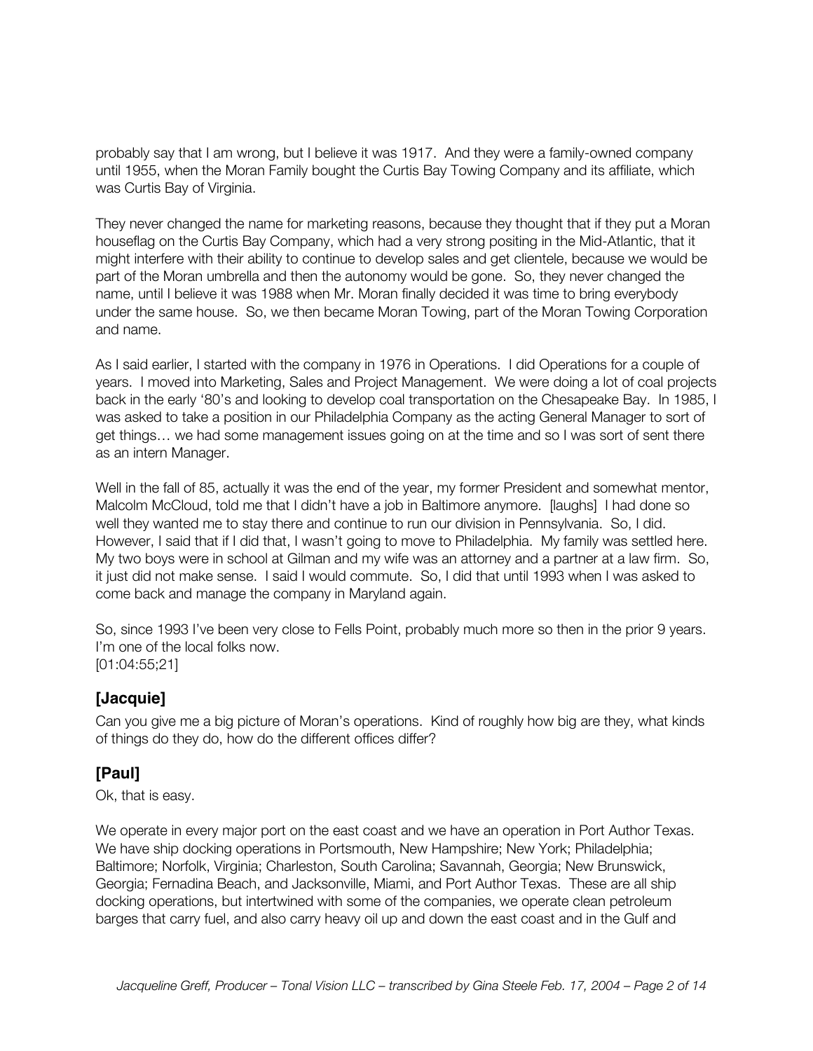probably say that I am wrong, but I believe it was 1917. And they were a family-owned company until 1955, when the Moran Family bought the Curtis Bay Towing Company and its affiliate, which was Curtis Bay of Virginia.

They never changed the name for marketing reasons, because they thought that if they put a Moran houseflag on the Curtis Bay Company, which had a very strong positing in the Mid-Atlantic, that it might interfere with their ability to continue to develop sales and get clientele, because we would be part of the Moran umbrella and then the autonomy would be gone. So, they never changed the name, until I believe it was 1988 when Mr. Moran finally decided it was time to bring everybody under the same house. So, we then became Moran Towing, part of the Moran Towing Corporation and name.

As I said earlier, I started with the company in 1976 in Operations. I did Operations for a couple of years. I moved into Marketing, Sales and Project Management. We were doing a lot of coal projects back in the early '80's and looking to develop coal transportation on the Chesapeake Bay. In 1985, I was asked to take a position in our Philadelphia Company as the acting General Manager to sort of get things… we had some management issues going on at the time and so I was sort of sent there as an intern Manager.

Well in the fall of 85, actually it was the end of the year, my former President and somewhat mentor, Malcolm McCloud, told me that I didn't have a job in Baltimore anymore. [laughs] I had done so well they wanted me to stay there and continue to run our division in Pennsylvania. So, I did. However, I said that if I did that, I wasn't going to move to Philadelphia. My family was settled here. My two boys were in school at Gilman and my wife was an attorney and a partner at a law firm. So, it just did not make sense. I said I would commute. So, I did that until 1993 when I was asked to come back and manage the company in Maryland again.

So, since 1993 I've been very close to Fells Point, probably much more so then in the prior 9 years. I'm one of the local folks now.
[01:04:55;21]

## [Jacquie]

Can you give me a big picture of Moran's operations. Kind of roughly how big are they, what kinds of things do they do, how do the different offices differ?

## [Paul]

Ok, that is easy.

We operate in every major port on the east coast and we have an operation in Port Author Texas. We have ship docking operations in Portsmouth, New Hampshire; New York; Philadelphia; Baltimore; Norfolk, Virginia; Charleston, South Carolina; Savannah, Georgia; New Brunswick, Georgia; Fernadina Beach, and Jacksonville, Miami, and Port Author Texas. These are all ship docking operations, but intertwined with some of the companies, we operate clean petroleum barges that carry fuel, and also carry heavy oil up and down the east coast and in the Gulf and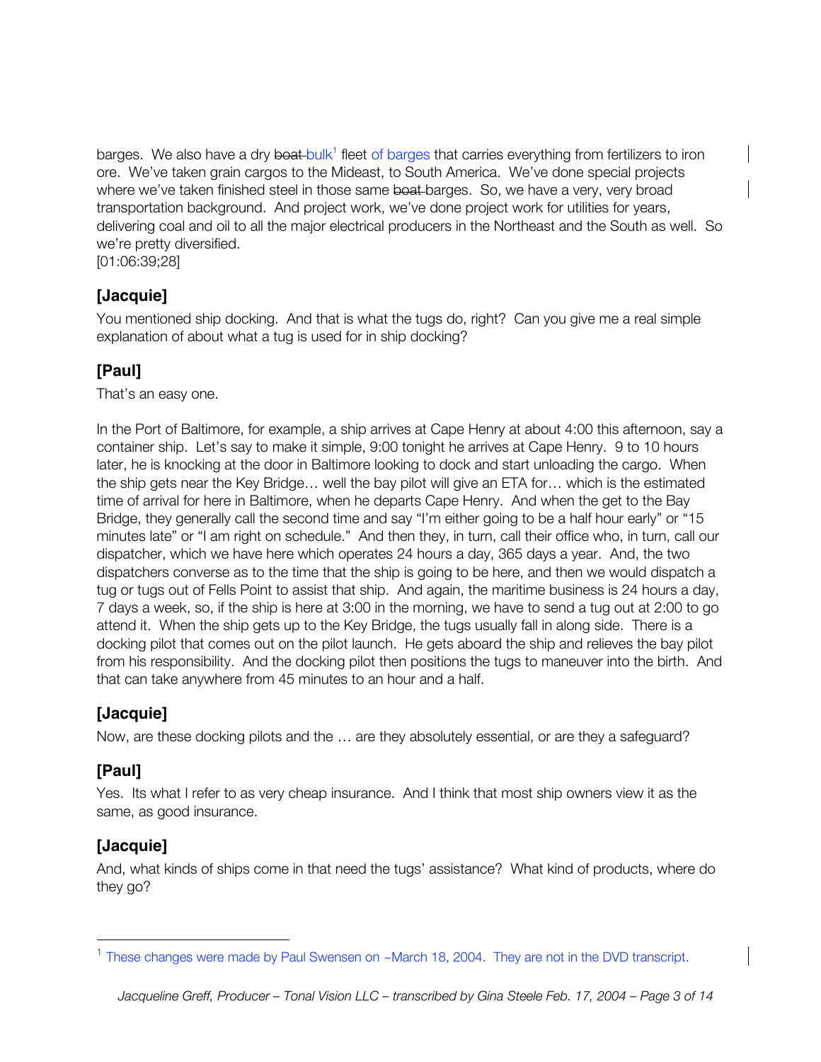barges. We also have a dry ~~boat~~ bulk[1] fleet of barges that carries everything from fertilizers to iron ore. We've taken grain cargos to the Mideast, to South America. We've done special projects where we've taken finished steel in those same ~~boat~~ barges. So, we have a very, very broad transportation background. And project work, we've done project work for utilities for years, delivering coal and oil to all the major electrical producers in the Northeast and the South as well. So we're pretty diversified.
[01:06:39;28]

## [Jacquie]

You mentioned ship docking. And that is what the tugs do, right? Can you give me a real simple explanation of about what a tug is used for in ship docking?

## [Paul]

That's an easy one.

In the Port of Baltimore, for example, a ship arrives at Cape Henry at about 4:00 this afternoon, say a container ship. Let's say to make it simple, 9:00 tonight he arrives at Cape Henry. 9 to 10 hours later, he is knocking at the door in Baltimore looking to dock and start unloading the cargo. When the ship gets near the Key Bridge… well the bay pilot will give an ETA for… which is the estimated time of arrival for here in Baltimore, when he departs Cape Henry. And when the get to the Bay Bridge, they generally call the second time and say "I'm either going to be a half hour early" or "15 minutes late" or "I am right on schedule." And then they, in turn, call their office who, in turn, call our dispatcher, which we have here which operates 24 hours a day, 365 days a year. And, the two dispatchers converse as to the time that the ship is going to be here, and then we would dispatch a tug or tugs out of Fells Point to assist that ship. And again, the maritime business is 24 hours a day, 7 days a week, so, if the ship is here at 3:00 in the morning, we have to send a tug out at 2:00 to go attend it. When the ship gets up to the Key Bridge, the tugs usually fall in along side. There is a docking pilot that comes out on the pilot launch. He gets aboard the ship and relieves the bay pilot from his responsibility. And the docking pilot then positions the tugs to maneuver into the birth. And that can take anywhere from 45 minutes to an hour and a half.

## [Jacquie]

Now, are these docking pilots and the … are they absolutely essential, or are they a safeguard?

## [Paul]

Yes. Its what I refer to as very cheap insurance. And I think that most ship owners view it as the same, as good insurance.

## [Jacquie]

And, what kinds of ships come in that need the tugs' assistance? What kind of products, where do they go?

---

[1] These changes were made by Paul Swensen on ~March 18, 2004. They are not in the DVD transcript.

*Jacqueline Greff, Producer – Tonal Vision LLC – transcribed by Gina Steele Feb. 17, 2004*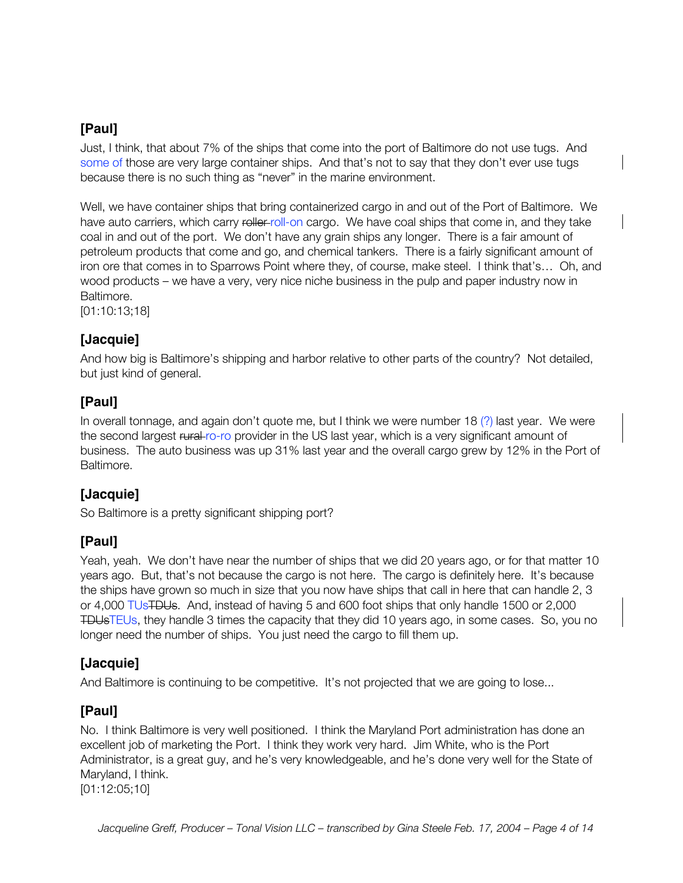**[Paul]**

Just, I think, that about 7% of the ships that come into the port of Baltimore do not use tugs. And some of those are very large container ships. And that's not to say that they don't ever use tugs because there is no such thing as "never" in the marine environment.

Well, we have container ships that bring containerized cargo in and out of the Port of Baltimore. We have auto carriers, which carry ~~roller~~ roll-on cargo. We have coal ships that come in, and they take coal in and out of the port. We don't have any grain ships any longer. There is a fair amount of petroleum products that come and go, and chemical tankers. There is a fairly significant amount of iron ore that comes in to Sparrows Point where they, of course, make steel. I think that's… Oh, and wood products – we have a very, very nice niche business in the pulp and paper industry now in Baltimore.

[01:10:13;18]

**[Jacquie]**

And how big is Baltimore's shipping and harbor relative to other parts of the country? Not detailed, but just kind of general.

**[Paul]**

In overall tonnage, and again don't quote me, but I think we were number 18 (?) last year. We were the second largest ~~rural~~ ro-ro provider in the US last year, which is a very significant amount of business. The auto business was up 31% last year and the overall cargo grew by 12% in the Port of Baltimore.

**[Jacquie]**

So Baltimore is a pretty significant shipping port?

**[Paul]**

Yeah, yeah. We don't have near the number of ships that we did 20 years ago, or for that matter 10 years ago. But, that's not because the cargo is not here. The cargo is definitely here. It's because the ships have grown so much in size that you now have ships that call in here that can handle 2, 3 or 4,000 TUs~~TDUs~~. And, instead of having 5 and 600 foot ships that only handle 1500 or 2,000 ~~TDUs~~TEUs, they handle 3 times the capacity that they did 10 years ago, in some cases. So, you no longer need the number of ships. You just need the cargo to fill them up.

**[Jacquie]**

And Baltimore is continuing to be competitive. It's not projected that we are going to lose...

**[Paul]**

No. I think Baltimore is very well positioned. I think the Maryland Port administration has done an excellent job of marketing the Port. I think they work very hard. Jim White, who is the Port Administrator, is a great guy, and he's very knowledgeable, and he's done very well for the State of Maryland, I think.

[01:12:05;10]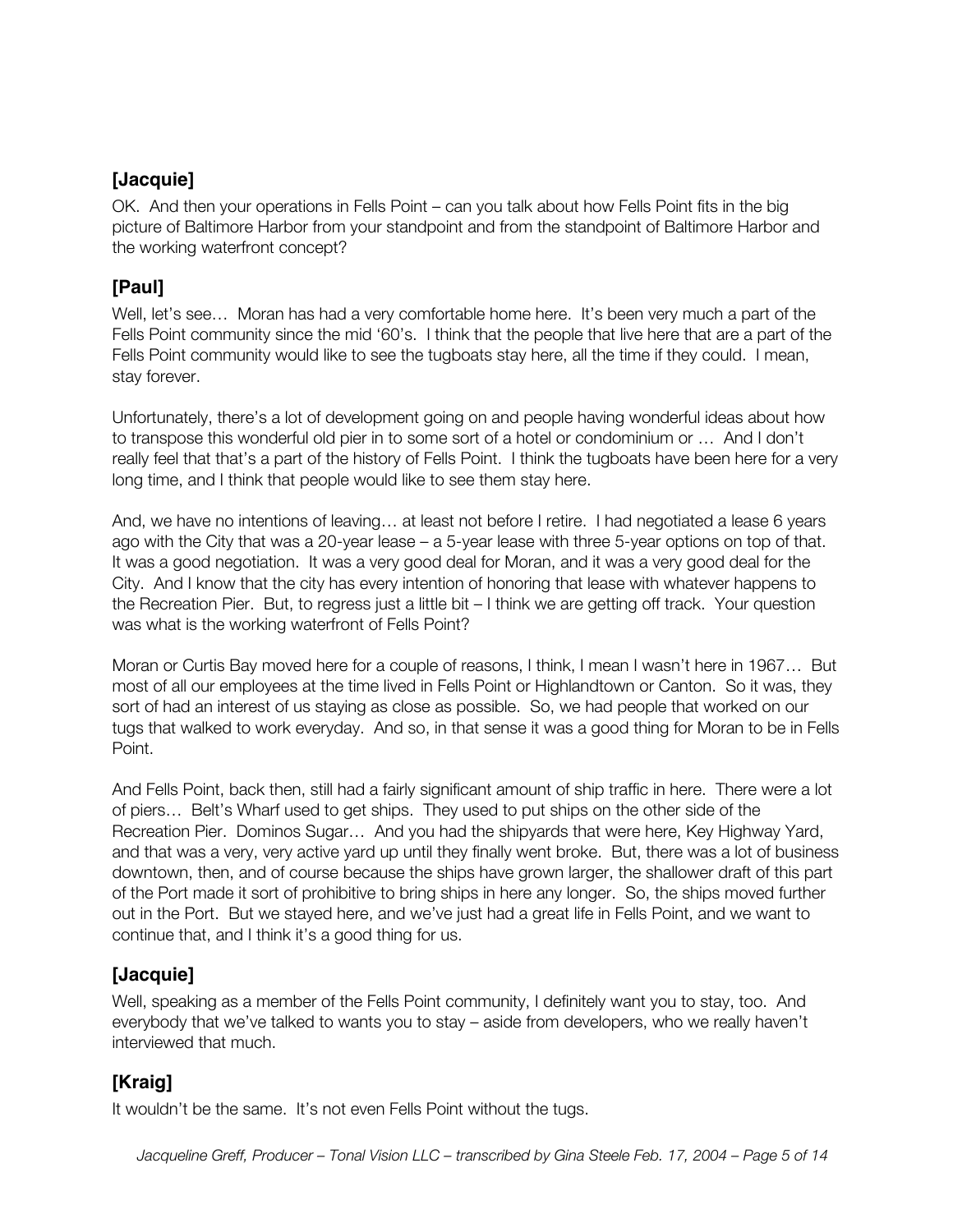## [Jacquie]

OK. And then your operations in Fells Point – can you talk about how Fells Point fits in the big picture of Baltimore Harbor from your standpoint and from the standpoint of Baltimore Harbor and the working waterfront concept?

## [Paul]

Well, let's see… Moran has had a very comfortable home here. It's been very much a part of the Fells Point community since the mid '60's. I think that the people that live here that are a part of the Fells Point community would like to see the tugboats stay here, all the time if they could. I mean, stay forever.

Unfortunately, there's a lot of development going on and people having wonderful ideas about how to transpose this wonderful old pier in to some sort of a hotel or condominium or … And I don't really feel that that's a part of the history of Fells Point. I think the tugboats have been here for a very long time, and I think that people would like to see them stay here.

And, we have no intentions of leaving… at least not before I retire. I had negotiated a lease 6 years ago with the City that was a 20-year lease – a 5-year lease with three 5-year options on top of that. It was a good negotiation. It was a very good deal for Moran, and it was a very good deal for the City. And I know that the city has every intention of honoring that lease with whatever happens to the Recreation Pier. But, to regress just a little bit – I think we are getting off track. Your question was what is the working waterfront of Fells Point?

Moran or Curtis Bay moved here for a couple of reasons, I think, I mean I wasn't here in 1967… But most of all our employees at the time lived in Fells Point or Highlandtown or Canton. So it was, they sort of had an interest of us staying as close as possible. So, we had people that worked on our tugs that walked to work everyday. And so, in that sense it was a good thing for Moran to be in Fells Point.

And Fells Point, back then, still had a fairly significant amount of ship traffic in here. There were a lot of piers… Belt's Wharf used to get ships. They used to put ships on the other side of the Recreation Pier. Dominos Sugar… And you had the shipyards that were here, Key Highway Yard, and that was a very, very active yard up until they finally went broke. But, there was a lot of business downtown, then, and of course because the ships have grown larger, the shallower draft of this part of the Port made it sort of prohibitive to bring ships in here any longer. So, the ships moved further out in the Port. But we stayed here, and we've just had a great life in Fells Point, and we want to continue that, and I think it's a good thing for us.

## [Jacquie]

Well, speaking as a member of the Fells Point community, I definitely want you to stay, too. And everybody that we've talked to wants you to stay – aside from developers, who we really haven't interviewed that much.

## [Kraig]

It wouldn't be the same. It's not even Fells Point without the tugs.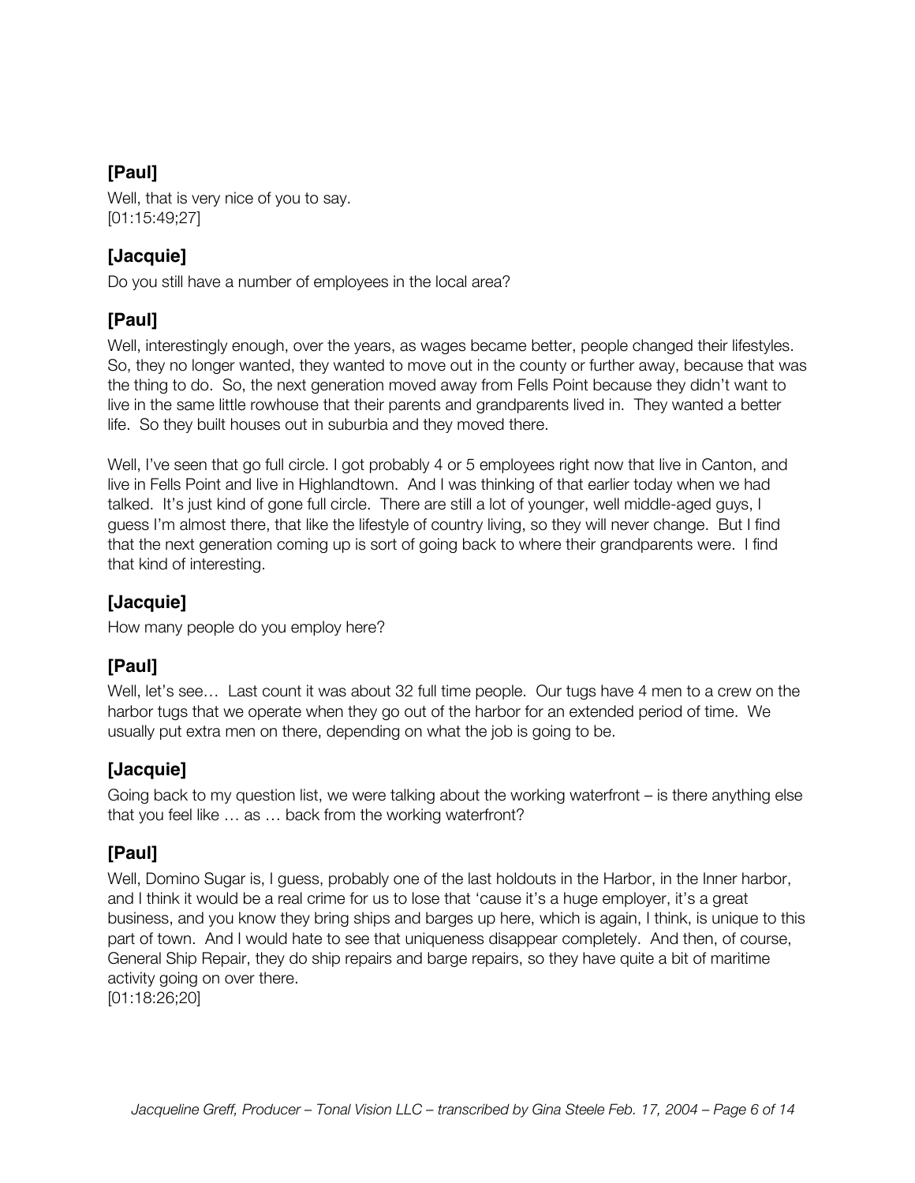**[Paul]**

Well, that is very nice of you to say.
[01:15:49;27]

**[Jacquie]**

Do you still have a number of employees in the local area?

**[Paul]**

Well, interestingly enough, over the years, as wages became better, people changed their lifestyles. So, they no longer wanted, they wanted to move out in the county or further away, because that was the thing to do. So, the next generation moved away from Fells Point because they didn't want to live in the same little rowhouse that their parents and grandparents lived in. They wanted a better life. So they built houses out in suburbia and they moved there.

Well, I've seen that go full circle. I got probably 4 or 5 employees right now that live in Canton, and live in Fells Point and live in Highlandtown. And I was thinking of that earlier today when we had talked. It's just kind of gone full circle. There are still a lot of younger, well middle-aged guys, I guess I'm almost there, that like the lifestyle of country living, so they will never change. But I find that the next generation coming up is sort of going back to where their grandparents were. I find that kind of interesting.

**[Jacquie]**

How many people do you employ here?

**[Paul]**

Well, let's see… Last count it was about 32 full time people. Our tugs have 4 men to a crew on the harbor tugs that we operate when they go out of the harbor for an extended period of time. We usually put extra men on there, depending on what the job is going to be.

**[Jacquie]**

Going back to my question list, we were talking about the working waterfront – is there anything else that you feel like … as … back from the working waterfront?

**[Paul]**

Well, Domino Sugar is, I guess, probably one of the last holdouts in the Harbor, in the Inner harbor, and I think it would be a real crime for us to lose that 'cause it's a huge employer, it's a great business, and you know they bring ships and barges up here, which is again, I think, is unique to this part of town. And I would hate to see that uniqueness disappear completely. And then, of course, General Ship Repair, they do ship repairs and barge repairs, so they have quite a bit of maritime activity going on over there.
[01:18:26;20]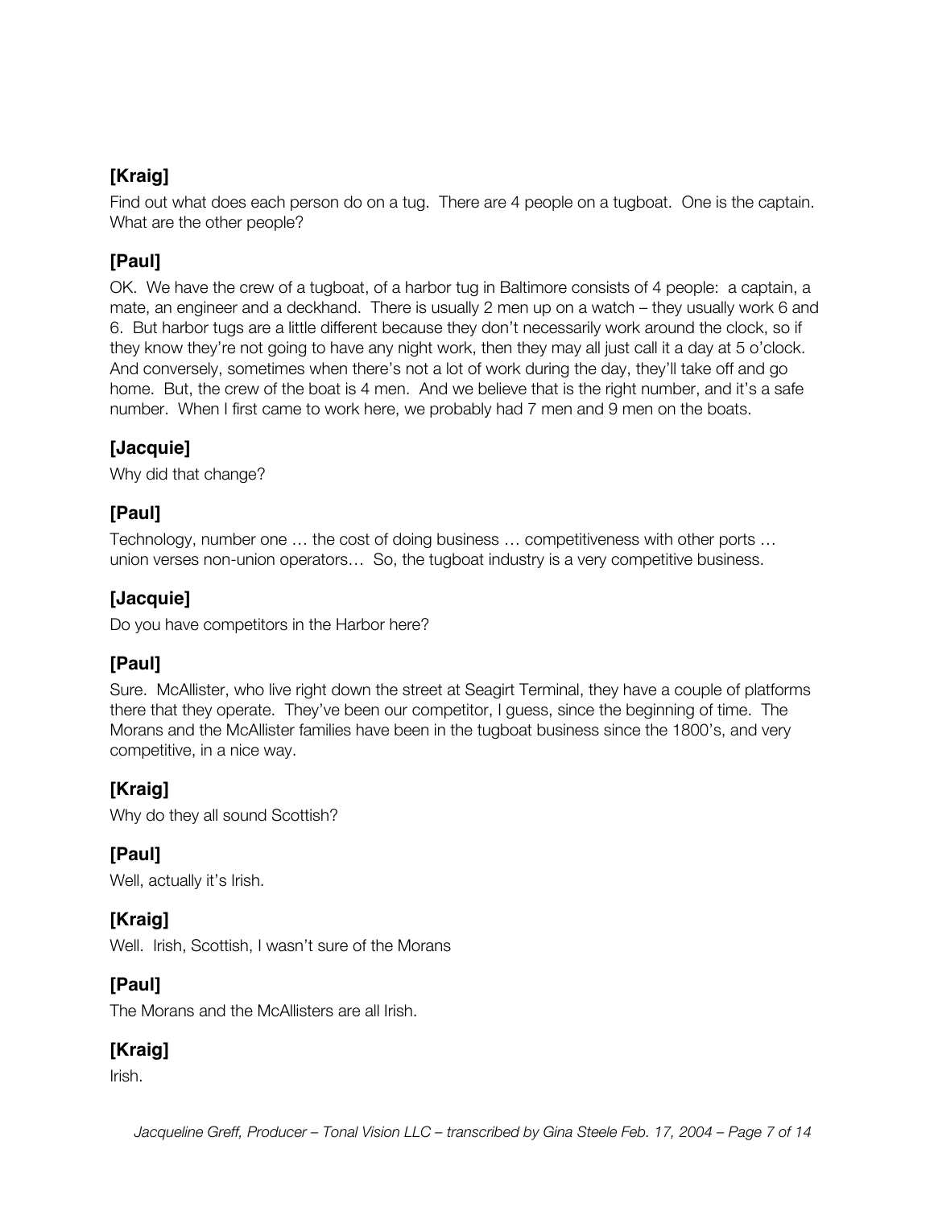**[Kraig]**

Find out what does each person do on a tug. There are 4 people on a tugboat. One is the captain. What are the other people?

**[Paul]**

OK. We have the crew of a tugboat, of a harbor tug in Baltimore consists of 4 people: a captain, a mate, an engineer and a deckhand. There is usually 2 men up on a watch – they usually work 6 and 6. But harbor tugs are a little different because they don't necessarily work around the clock, so if they know they're not going to have any night work, then they may all just call it a day at 5 o'clock. And conversely, sometimes when there's not a lot of work during the day, they'll take off and go home. But, the crew of the boat is 4 men. And we believe that is the right number, and it's a safe number. When I first came to work here, we probably had 7 men and 9 men on the boats.

**[Jacquie]**

Why did that change?

**[Paul]**

Technology, number one … the cost of doing business … competitiveness with other ports … union verses non-union operators… So, the tugboat industry is a very competitive business.

**[Jacquie]**

Do you have competitors in the Harbor here?

**[Paul]**

Sure. McAllister, who live right down the street at Seagirt Terminal, they have a couple of platforms there that they operate. They've been our competitor, I guess, since the beginning of time. The Morans and the McAllister families have been in the tugboat business since the 1800's, and very competitive, in a nice way.

**[Kraig]**

Why do they all sound Scottish?

**[Paul]**

Well, actually it's Irish.

**[Kraig]**

Well. Irish, Scottish, I wasn't sure of the Morans

**[Paul]**

The Morans and the McAllisters are all Irish.

**[Kraig]**

Irish.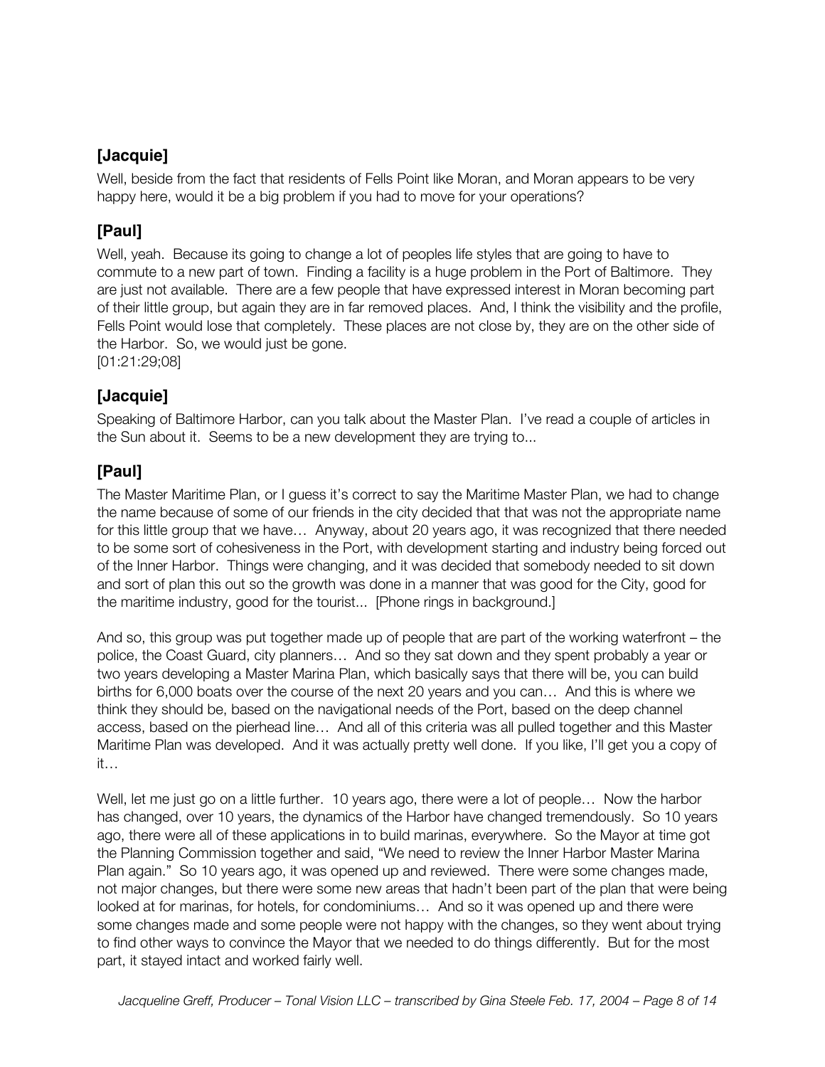## [Jacquie]

Well, beside from the fact that residents of Fells Point like Moran, and Moran appears to be very happy here, would it be a big problem if you had to move for your operations?

## [Paul]

Well, yeah. Because its going to change a lot of peoples life styles that are going to have to commute to a new part of town. Finding a facility is a huge problem in the Port of Baltimore. They are just not available. There are a few people that have expressed interest in Moran becoming part of their little group, but again they are in far removed places. And, I think the visibility and the profile, Fells Point would lose that completely. These places are not close by, they are on the other side of the Harbor. So, we would just be gone.
[01:21:29;08]

## [Jacquie]

Speaking of Baltimore Harbor, can you talk about the Master Plan. I've read a couple of articles in the Sun about it. Seems to be a new development they are trying to...

## [Paul]

The Master Maritime Plan, or I guess it's correct to say the Maritime Master Plan, we had to change the name because of some of our friends in the city decided that that was not the appropriate name for this little group that we have… Anyway, about 20 years ago, it was recognized that there needed to be some sort of cohesiveness in the Port, with development starting and industry being forced out of the Inner Harbor. Things were changing, and it was decided that somebody needed to sit down and sort of plan this out so the growth was done in a manner that was good for the City, good for the maritime industry, good for the tourist... [Phone rings in background.]

And so, this group was put together made up of people that are part of the working waterfront – the police, the Coast Guard, city planners… And so they sat down and they spent probably a year or two years developing a Master Marina Plan, which basically says that there will be, you can build births for 6,000 boats over the course of the next 20 years and you can… And this is where we think they should be, based on the navigational needs of the Port, based on the deep channel access, based on the pierhead line… And all of this criteria was all pulled together and this Master Maritime Plan was developed. And it was actually pretty well done. If you like, I'll get you a copy of it…

Well, let me just go on a little further. 10 years ago, there were a lot of people… Now the harbor has changed, over 10 years, the dynamics of the Harbor have changed tremendously. So 10 years ago, there were all of these applications in to build marinas, everywhere. So the Mayor at time got the Planning Commission together and said, "We need to review the Inner Harbor Master Marina Plan again." So 10 years ago, it was opened up and reviewed. There were some changes made, not major changes, but there were some new areas that hadn't been part of the plan that were being looked at for marinas, for hotels, for condominiums… And so it was opened up and there were some changes made and some people were not happy with the changes, so they went about trying to find other ways to convince the Mayor that we needed to do things differently. But for the most part, it stayed intact and worked fairly well.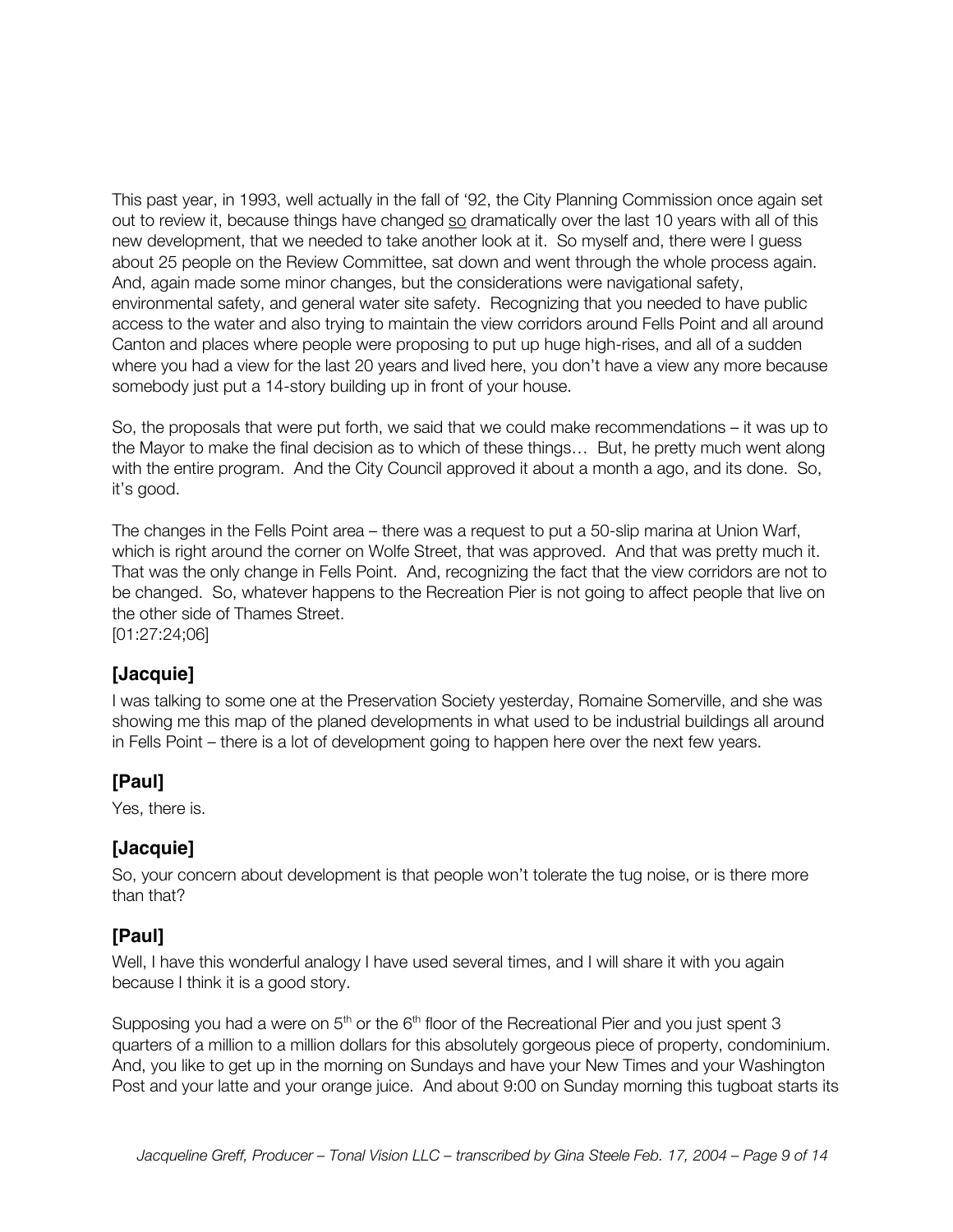This past year, in 1993, well actually in the fall of '92, the City Planning Commission once again set out to review it, because things have changed <u>so</u> dramatically over the last 10 years with all of this new development, that we needed to take another look at it. So myself and, there were I guess about 25 people on the Review Committee, sat down and went through the whole process again. And, again made some minor changes, but the considerations were navigational safety, environmental safety, and general water site safety. Recognizing that you needed to have public access to the water and also trying to maintain the view corridors around Fells Point and all around Canton and places where people were proposing to put up huge high-rises, and all of a sudden where you had a view for the last 20 years and lived here, you don't have a view any more because somebody just put a 14-story building up in front of your house.

So, the proposals that were put forth, we said that we could make recommendations – it was up to the Mayor to make the final decision as to which of these things… But, he pretty much went along with the entire program. And the City Council approved it about a month a ago, and its done. So, it's good.

The changes in the Fells Point area – there was a request to put a 50-slip marina at Union Warf, which is right around the corner on Wolfe Street, that was approved. And that was pretty much it. That was the only change in Fells Point. And, recognizing the fact that the view corridors are not to be changed. So, whatever happens to the Recreation Pier is not going to affect people that live on the other side of Thames Street.
[01:27:24;06]

## [Jacquie]

I was talking to some one at the Preservation Society yesterday, Romaine Somerville, and she was showing me this map of the planed developments in what used to be industrial buildings all around in Fells Point – there is a lot of development going to happen here over the next few years.

## [Paul]

Yes, there is.

## [Jacquie]

So, your concern about development is that people won't tolerate the tug noise, or is there more than that?

## [Paul]

Well, I have this wonderful analogy I have used several times, and I will share it with you again because I think it is a good story.

Supposing you had a were on 5th or the 6th floor of the Recreational Pier and you just spent 3 quarters of a million to a million dollars for this absolutely gorgeous piece of property, condominium. And, you like to get up in the morning on Sundays and have your New Times and your Washington Post and your latte and your orange juice. And about 9:00 on Sunday morning this tugboat starts its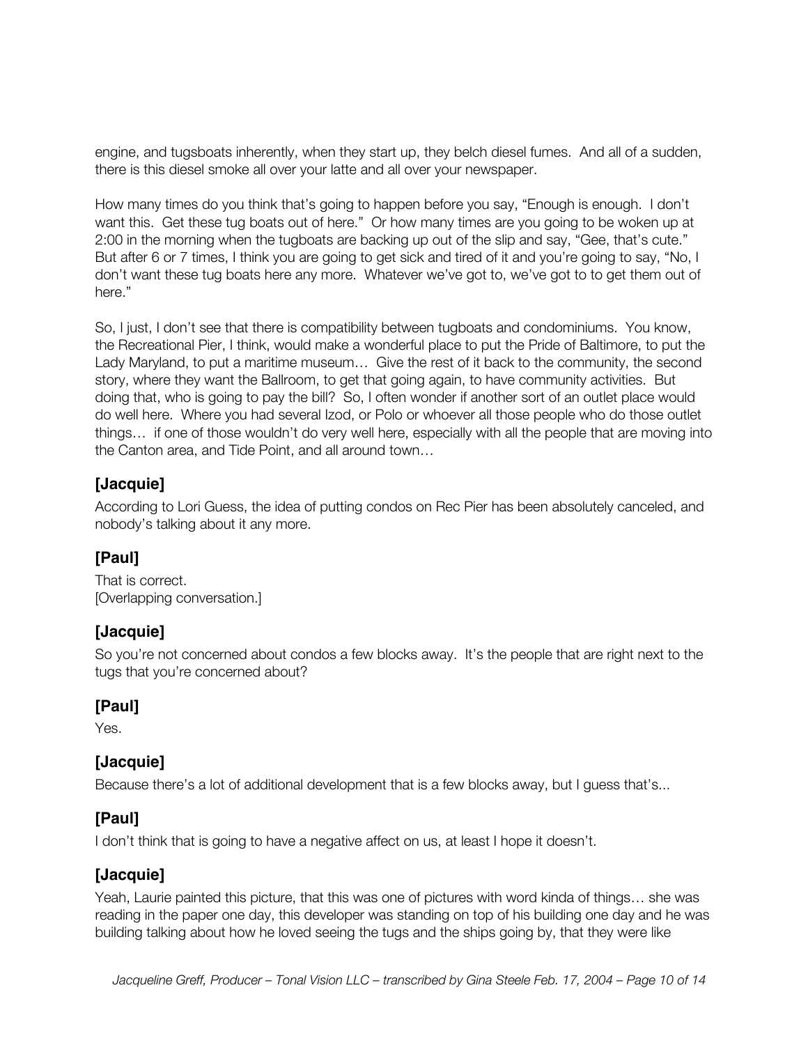engine, and tugsboats inherently, when they start up, they belch diesel fumes. And all of a sudden, there is this diesel smoke all over your latte and all over your newspaper.

How many times do you think that's going to happen before you say, "Enough is enough. I don't want this. Get these tug boats out of here." Or how many times are you going to be woken up at 2:00 in the morning when the tugboats are backing up out of the slip and say, "Gee, that's cute." But after 6 or 7 times, I think you are going to get sick and tired of it and you're going to say, "No, I don't want these tug boats here any more. Whatever we've got to, we've got to to get them out of here."

So, I just, I don't see that there is compatibility between tugboats and condominiums. You know, the Recreational Pier, I think, would make a wonderful place to put the Pride of Baltimore, to put the Lady Maryland, to put a maritime museum… Give the rest of it back to the community, the second story, where they want the Ballroom, to get that going again, to have community activities. But doing that, who is going to pay the bill? So, I often wonder if another sort of an outlet place would do well here. Where you had several Izod, or Polo or whoever all those people who do those outlet things… if one of those wouldn't do very well here, especially with all the people that are moving into the Canton area, and Tide Point, and all around town…

## [Jacquie]

According to Lori Guess, the idea of putting condos on Rec Pier has been absolutely canceled, and nobody's talking about it any more.

## [Paul]

That is correct.
[Overlapping conversation.]

## [Jacquie]

So you're not concerned about condos a few blocks away. It's the people that are right next to the tugs that you're concerned about?

## [Paul]

Yes.

## [Jacquie]

Because there's a lot of additional development that is a few blocks away, but I guess that's...

## [Paul]

I don't think that is going to have a negative affect on us, at least I hope it doesn't.

## [Jacquie]

Yeah, Laurie painted this picture, that this was one of pictures with word kinda of things… she was reading in the paper one day, this developer was standing on top of his building one day and he was building talking about how he loved seeing the tugs and the ships going by, that they were like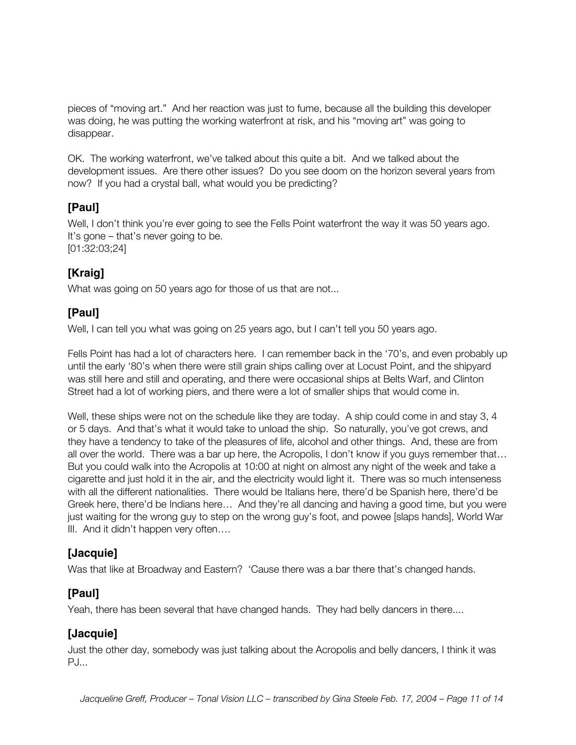pieces of "moving art." And her reaction was just to fume, because all the building this developer was doing, he was putting the working waterfront at risk, and his "moving art" was going to disappear.

OK. The working waterfront, we've talked about this quite a bit. And we talked about the development issues. Are there other issues? Do you see doom on the horizon several years from now? If you had a crystal ball, what would you be predicting?

### [Paul]

Well, I don't think you're ever going to see the Fells Point waterfront the way it was 50 years ago. It's gone – that's never going to be.
[01:32:03;24]

### [Kraig]

What was going on 50 years ago for those of us that are not...

### [Paul]

Well, I can tell you what was going on 25 years ago, but I can't tell you 50 years ago.

Fells Point has had a lot of characters here. I can remember back in the '70's, and even probably up until the early '80's when there were still grain ships calling over at Locust Point, and the shipyard was still here and still and operating, and there were occasional ships at Belts Warf, and Clinton Street had a lot of working piers, and there were a lot of smaller ships that would come in.

Well, these ships were not on the schedule like they are today. A ship could come in and stay 3, 4 or 5 days. And that's what it would take to unload the ship. So naturally, you've got crews, and they have a tendency to take of the pleasures of life, alcohol and other things. And, these are from all over the world. There was a bar up here, the Acropolis, I don't know if you guys remember that… But you could walk into the Acropolis at 10:00 at night on almost any night of the week and take a cigarette and just hold it in the air, and the electricity would light it. There was so much intenseness with all the different nationalities. There would be Italians here, there'd be Spanish here, there'd be Greek here, there'd be Indians here… And they're all dancing and having a good time, but you were just waiting for the wrong guy to step on the wrong guy's foot, and powee [slaps hands], World War III. And it didn't happen very often….

### [Jacquie]

Was that like at Broadway and Eastern? 'Cause there was a bar there that's changed hands.

### [Paul]

Yeah, there has been several that have changed hands. They had belly dancers in there....

### [Jacquie]

Just the other day, somebody was just talking about the Acropolis and belly dancers, I think it was PJ...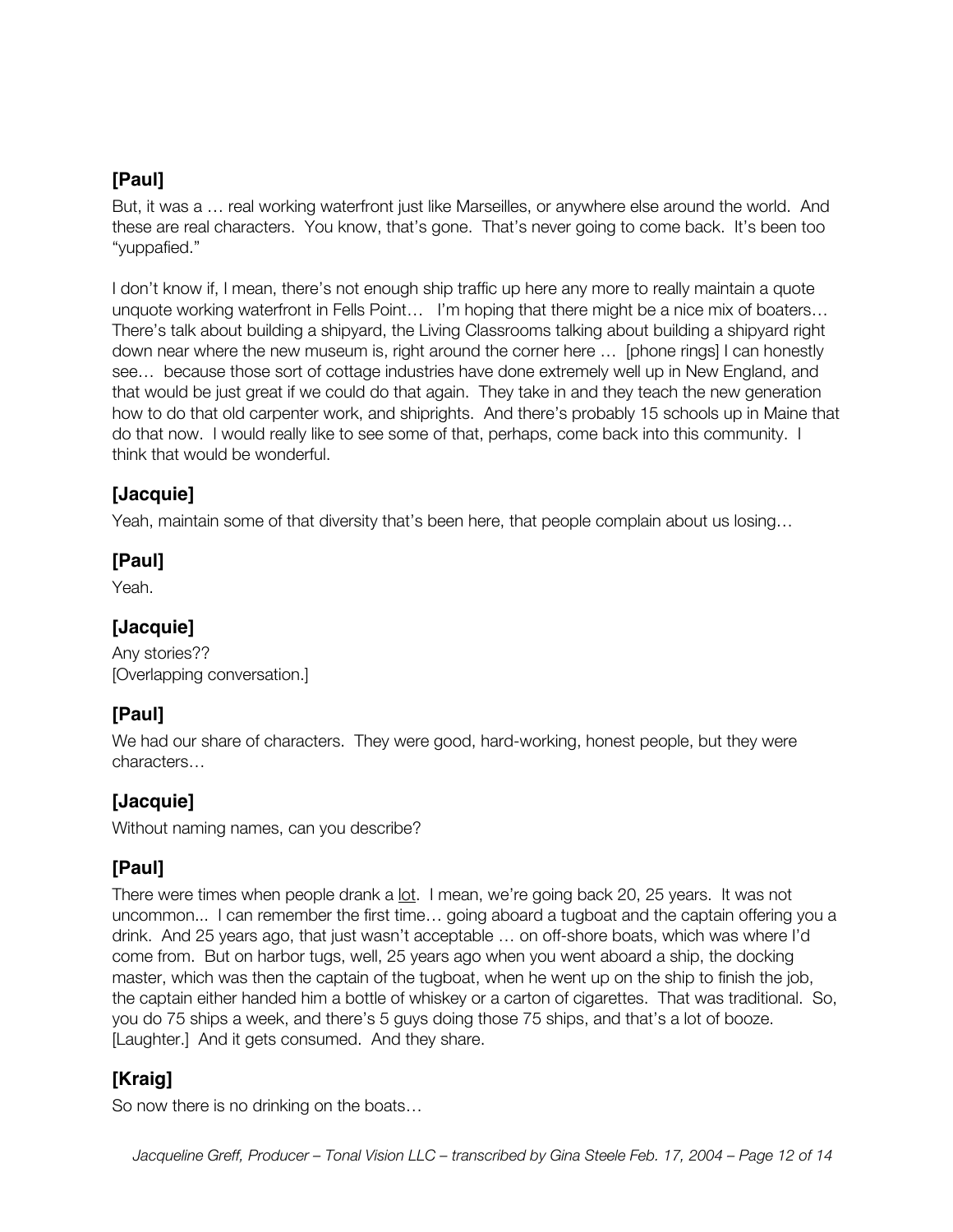**[Paul]**

But, it was a … real working waterfront just like Marseilles, or anywhere else around the world. And these are real characters. You know, that's gone. That's never going to come back. It's been too "yuppafied."

I don't know if, I mean, there's not enough ship traffic up here any more to really maintain a quote unquote working waterfront in Fells Point… I'm hoping that there might be a nice mix of boaters… There's talk about building a shipyard, the Living Classrooms talking about building a shipyard right down near where the new museum is, right around the corner here … [phone rings] I can honestly see… because those sort of cottage industries have done extremely well up in New England, and that would be just great if we could do that again. They take in and they teach the new generation how to do that old carpenter work, and shiprights. And there's probably 15 schools up in Maine that do that now. I would really like to see some of that, perhaps, come back into this community. I think that would be wonderful.

**[Jacquie]**

Yeah, maintain some of that diversity that's been here, that people complain about us losing…

**[Paul]**

Yeah.

**[Jacquie]**

Any stories??
[Overlapping conversation.]

**[Paul]**

We had our share of characters. They were good, hard-working, honest people, but they were characters…

**[Jacquie]**

Without naming names, can you describe?

**[Paul]**

There were times when people drank a <u>lot</u>. I mean, we're going back 20, 25 years. It was not uncommon... I can remember the first time… going aboard a tugboat and the captain offering you a drink. And 25 years ago, that just wasn't acceptable … on off-shore boats, which was where I'd come from. But on harbor tugs, well, 25 years ago when you went aboard a ship, the docking master, which was then the captain of the tugboat, when he went up on the ship to finish the job, the captain either handed him a bottle of whiskey or a carton of cigarettes. That was traditional. So, you do 75 ships a week, and there's 5 guys doing those 75 ships, and that's a lot of booze. [Laughter.] And it gets consumed. And they share.

**[Kraig]**

So now there is no drinking on the boats…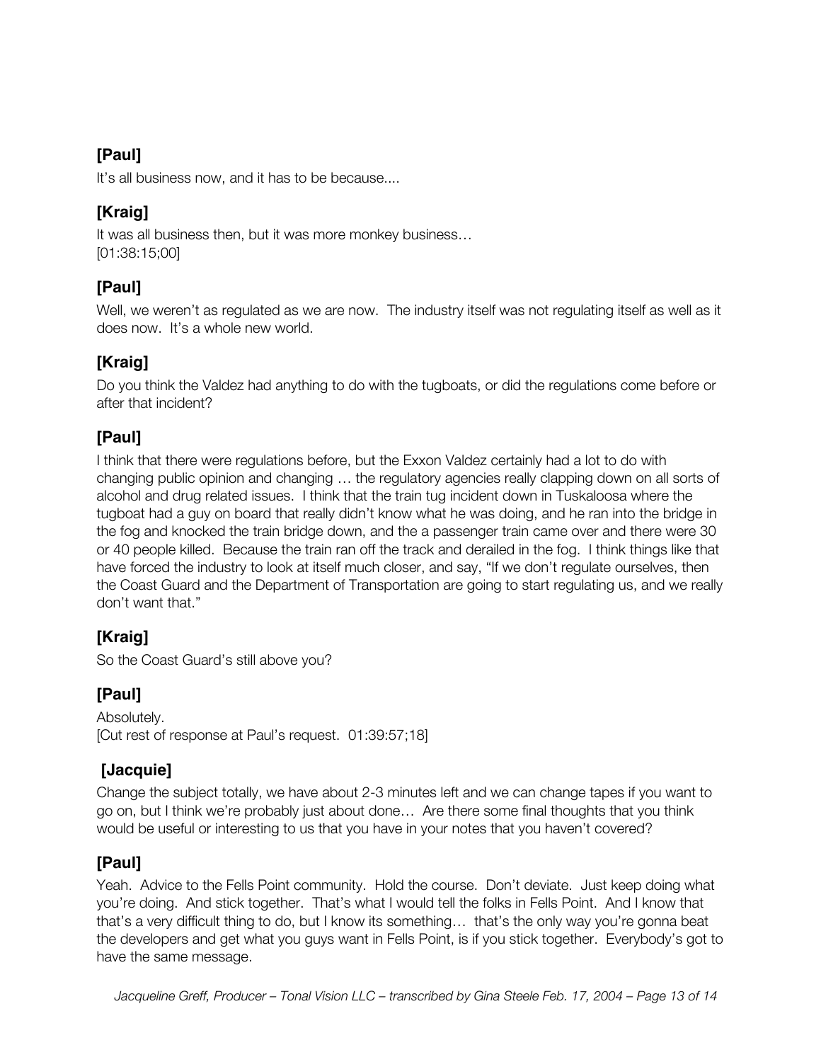**[Paul]**

It's all business now, and it has to be because....

**[Kraig]**

It was all business then, but it was more monkey business…
[01:38:15;00]

**[Paul]**

Well, we weren't as regulated as we are now. The industry itself was not regulating itself as well as it does now. It's a whole new world.

**[Kraig]**

Do you think the Valdez had anything to do with the tugboats, or did the regulations come before or after that incident?

**[Paul]**

I think that there were regulations before, but the Exxon Valdez certainly had a lot to do with changing public opinion and changing … the regulatory agencies really clapping down on all sorts of alcohol and drug related issues. I think that the train tug incident down in Tuskaloosa where the tugboat had a guy on board that really didn't know what he was doing, and he ran into the bridge in the fog and knocked the train bridge down, and the a passenger train came over and there were 30 or 40 people killed. Because the train ran off the track and derailed in the fog. I think things like that have forced the industry to look at itself much closer, and say, "If we don't regulate ourselves, then the Coast Guard and the Department of Transportation are going to start regulating us, and we really don't want that."

**[Kraig]**

So the Coast Guard's still above you?

**[Paul]**

Absolutely.
[Cut rest of response at Paul's request. 01:39:57;18]

**[Jacquie]**

Change the subject totally, we have about 2-3 minutes left and we can change tapes if you want to go on, but I think we're probably just about done… Are there some final thoughts that you think would be useful or interesting to us that you have in your notes that you haven't covered?

**[Paul]**

Yeah. Advice to the Fells Point community. Hold the course. Don't deviate. Just keep doing what you're doing. And stick together. That's what I would tell the folks in Fells Point. And I know that that's a very difficult thing to do, but I know its something… that's the only way you're gonna beat the developers and get what you guys want in Fells Point, is if you stick together. Everybody's got to have the same message.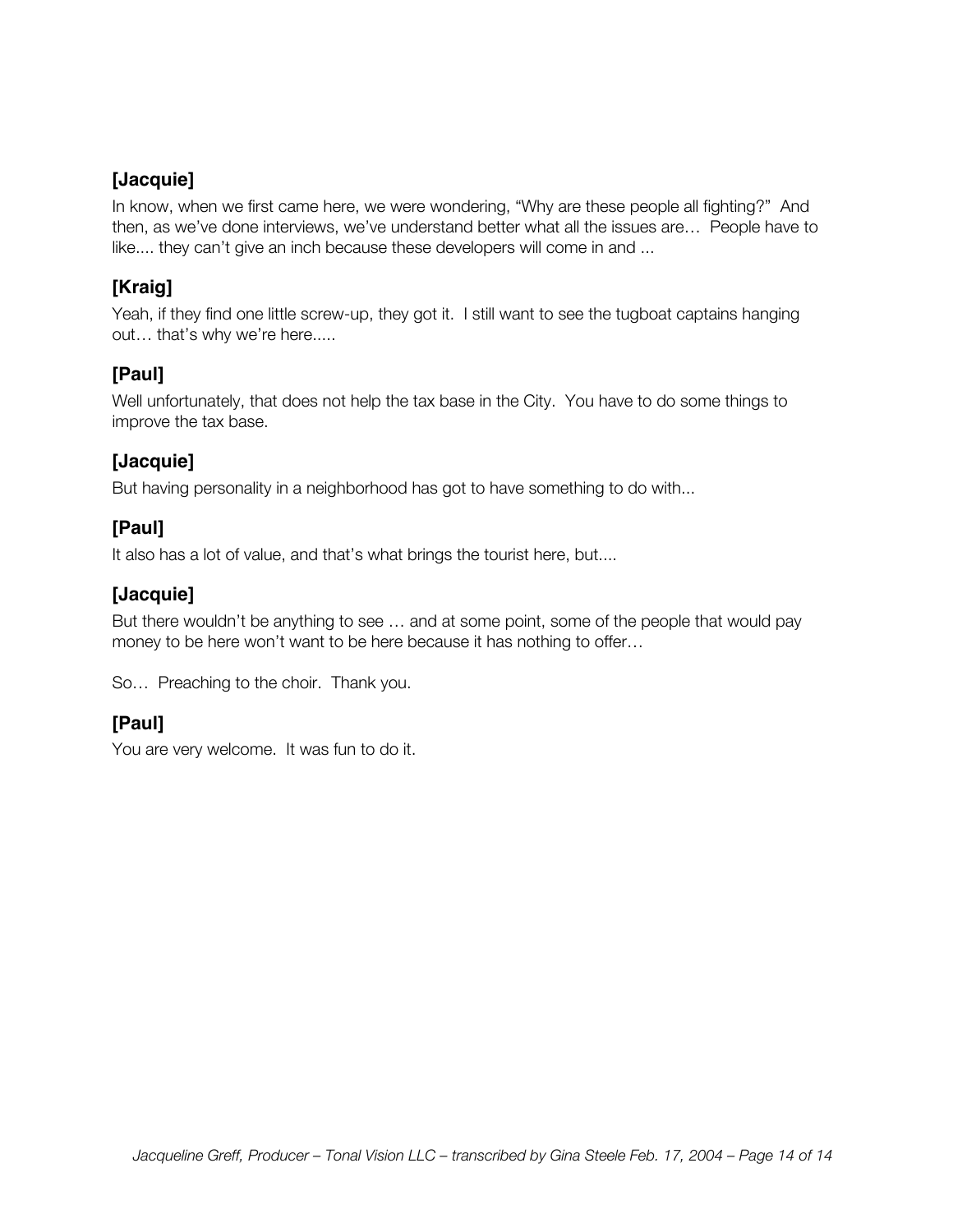**[Jacquie]**

In know, when we first came here, we were wondering, "Why are these people all fighting?" And then, as we've done interviews, we've understand better what all the issues are… People have to like.... they can't give an inch because these developers will come in and ...

**[Kraig]**

Yeah, if they find one little screw-up, they got it. I still want to see the tugboat captains hanging out… that's why we're here.....

**[Paul]**

Well unfortunately, that does not help the tax base in the City. You have to do some things to improve the tax base.

**[Jacquie]**

But having personality in a neighborhood has got to have something to do with...

**[Paul]**

It also has a lot of value, and that's what brings the tourist here, but....

**[Jacquie]**

But there wouldn't be anything to see … and at some point, some of the people that would pay money to be here won't want to be here because it has nothing to offer…

So… Preaching to the choir. Thank you.

**[Paul]**

You are very welcome. It was fun to do it.